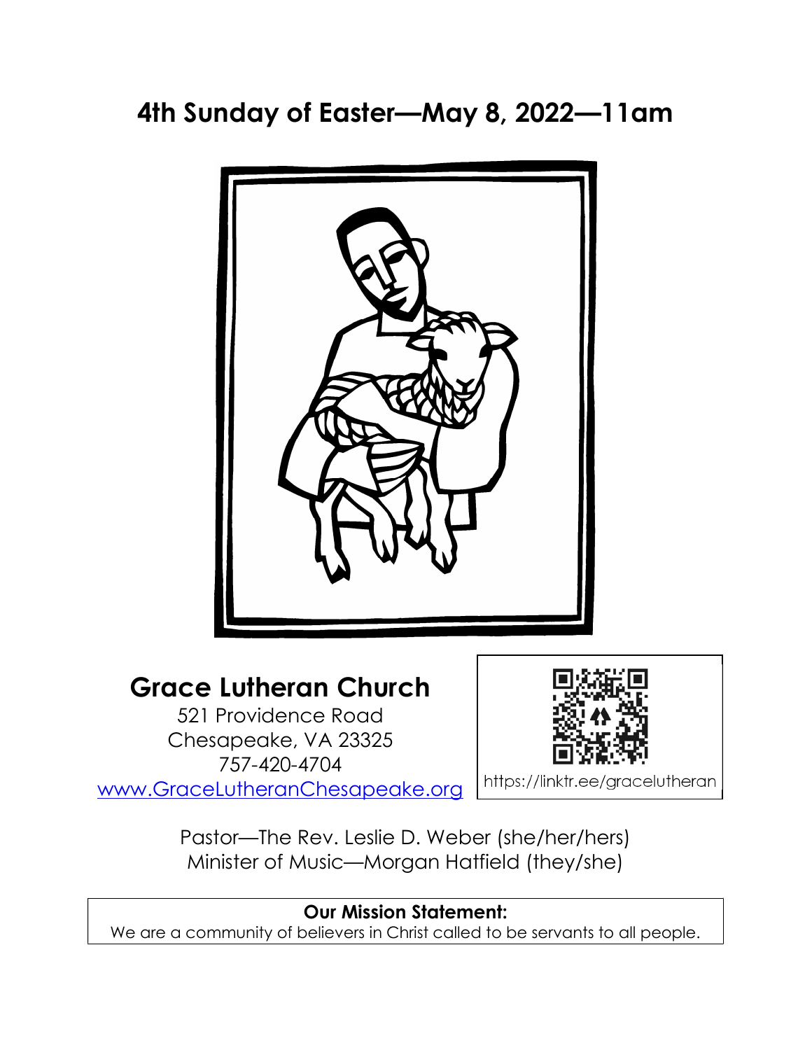# 4th Sunday of Easter—May 8, 2022—11am

## Grace Lutheran Church

521 Providence Road
Chesapeake, VA 23325
757-420-4704
[www.GraceLutheranChesapeake.org](http://www.GraceLutheranChesapeake.org)

https://linktr.ee/gracelutheran

Pastor—The Rev. Leslie D. Weber (she/her/hers)
Minister of Music—Morgan Hatfield (they/she)

**Our Mission Statement:**
We are a community of believers in Christ called to be servants to all people.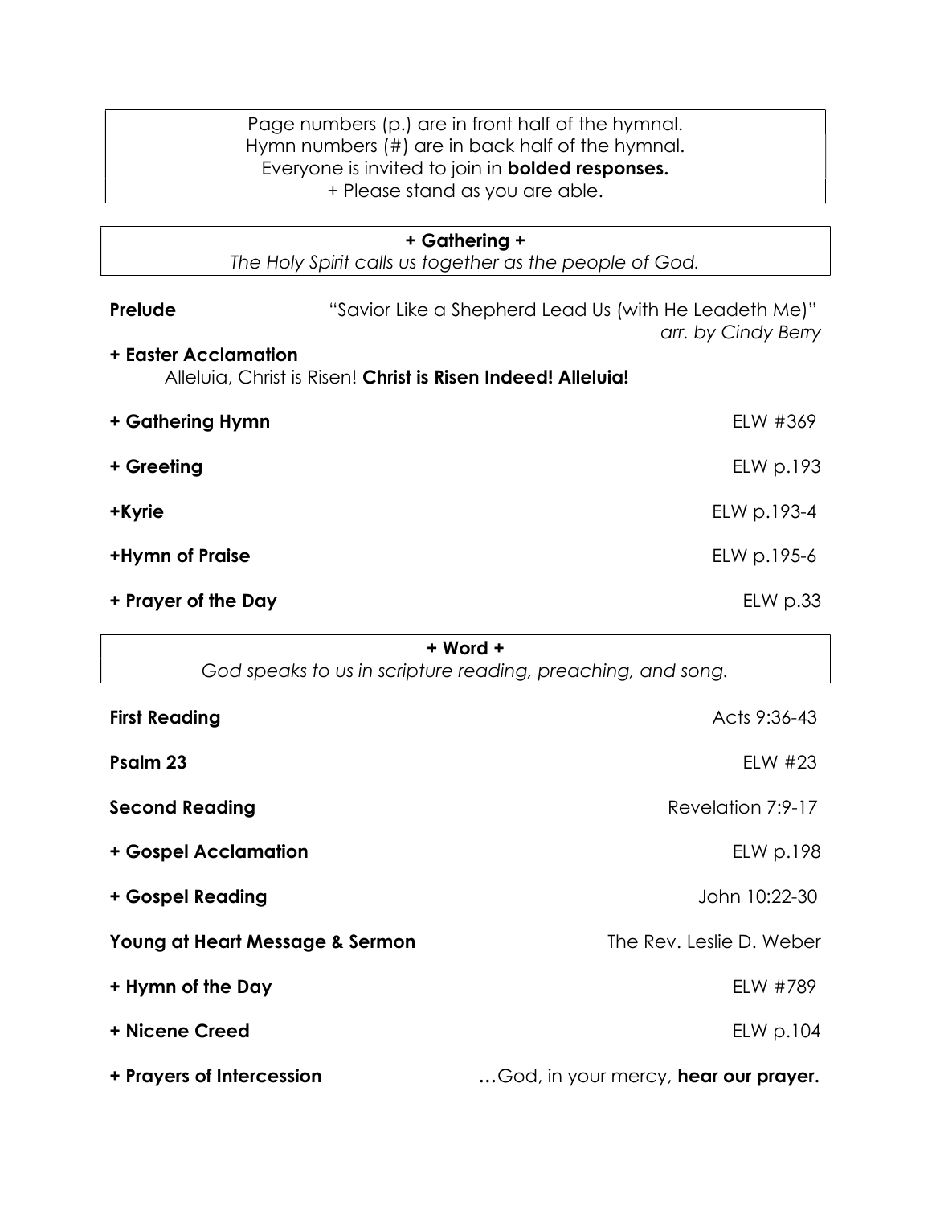Page numbers (p.) are in front half of the hymnal.
Hymn numbers (#) are in back half of the hymnal.
Everyone is invited to join in **bolded responses.**
+ Please stand as you are able.

## + Gathering +

*The Holy Spirit calls us together as the people of God.*

**Prelude** "Savior Like a Shepherd Lead Us (with He Leadeth Me)" *arr. by Cindy Berry*

**+ Easter Acclamation**
Alleluia, Christ is Risen! **Christ is Risen Indeed! Alleluia!**

**+ Gathering Hymn** ELW #369

**+ Greeting** ELW p.193

**+Kyrie** ELW p.193-4

**+Hymn of Praise** ELW p.195-6

**+ Prayer of the Day** ELW p.33

## + Word +

*God speaks to us in scripture reading, preaching, and song.*

**First Reading** Acts 9:36-43

**Psalm 23** ELW #23

**Second Reading** Revelation 7:9-17

**+ Gospel Acclamation** ELW p.198

**+ Gospel Reading** John 10:22-30

**Young at Heart Message & Sermon** The Rev. Leslie D. Weber

**+ Hymn of the Day** ELW #789

**+ Nicene Creed** ELW p.104

**+ Prayers of Intercession** **…**God, in your mercy, **hear our prayer.**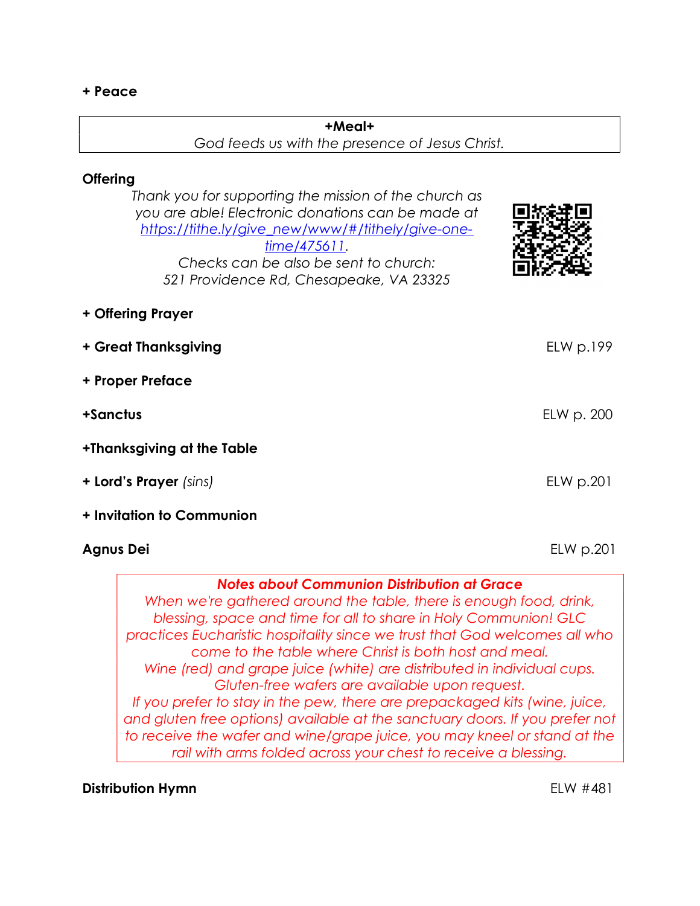**+ Peace**

**+Meal+**

*God feeds us with the presence of Jesus Christ.*

**Offering**

*Thank you for supporting the mission of the church as you are able! Electronic donations can be made at [https://tithe.ly/give_new/www/#/tithely/give-one-time/475611](https://tithe.ly/give_new/www/#/tithely/give-one-time/475611).*
*Checks can be also be sent to church:*
*521 Providence Rd, Chesapeake, VA 23325*

**+ Offering Prayer**

**+ Great Thanksgiving** — ELW p.199

**+ Proper Preface**

**+Sanctus** — ELW p. 200

**+Thanksgiving at the Table**

**+ Lord's Prayer** *(sins)* — ELW p.201

**+ Invitation to Communion**

**Agnus Dei** — ELW p.201

***Notes about Communion Distribution at Grace***

*When we're gathered around the table, there is enough food, drink, blessing, space and time for all to share in Holy Communion! GLC practices Eucharistic hospitality since we trust that God welcomes all who come to the table where Christ is both host and meal.*
*Wine (red) and grape juice (white) are distributed in individual cups.*
*Gluten-free wafers are available upon request.*
*If you prefer to stay in the pew, there are prepackaged kits (wine, juice, and gluten free options) available at the sanctuary doors. If you prefer not to receive the wafer and wine/grape juice, you may kneel or stand at the rail with arms folded across your chest to receive a blessing.*

**Distribution Hymn** — ELW #481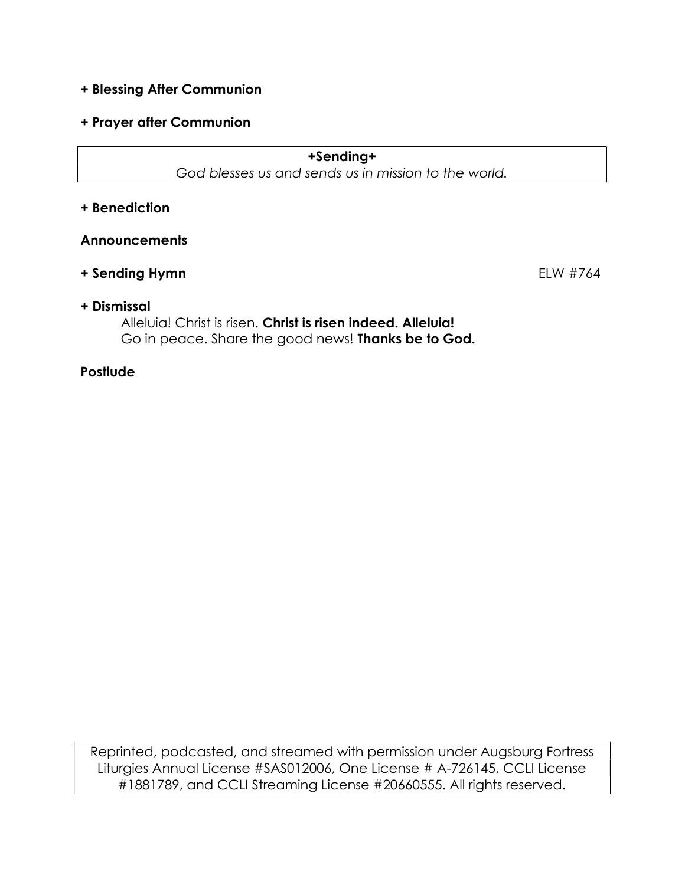**+ Blessing After Communion**

**+ Prayer after Communion**

**+Sending+**

*God blesses us and sends us in mission to the world.*

**+ Benediction**

**Announcements**

**+ Sending Hymn** ELW #764

**+ Dismissal**

Alleluia! Christ is risen. **Christ is risen indeed. Alleluia!**
Go in peace. Share the good news! **Thanks be to God.**

**Postlude**

Reprinted, podcasted, and streamed with permission under Augsburg Fortress Liturgies Annual License #SAS012006, One License # A-726145, CCLI License #1881789, and CCLI Streaming License #20660555. All rights reserved.